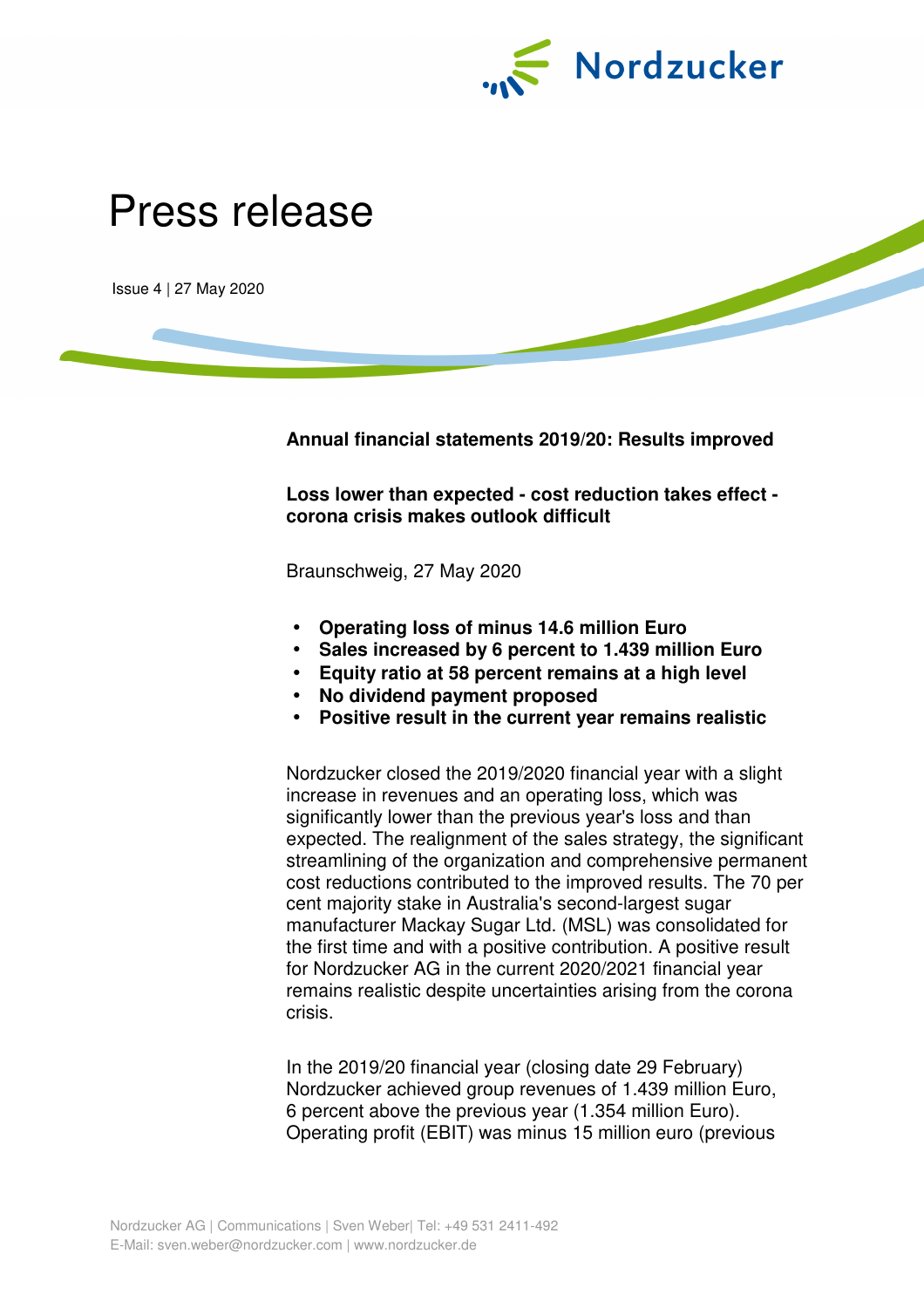# Press release

Issue 4 | 27 May 2020

**Annual financial statements 2019/20: Results improved**

**Loss lower than expected - cost reduction takes effect - corona crisis makes outlook difficult**

Braunschweig, 27 May 2020

- **Operating loss of minus 14.6 million Euro**
- **Sales increased by 6 percent to 1.439 million Euro**
- **Equity ratio at 58 percent remains at a high level**
- **No dividend payment proposed**
- **Positive result in the current year remains realistic**

Nordzucker closed the 2019/2020 financial year with a slight increase in revenues and an operating loss, which was significantly lower than the previous year's loss and than expected. The realignment of the sales strategy, the significant streamlining of the organization and comprehensive permanent cost reductions contributed to the improved results. The 70 per cent majority stake in Australia's second-largest sugar manufacturer Mackay Sugar Ltd. (MSL) was consolidated for the first time and with a positive contribution. A positive result for Nordzucker AG in the current 2020/2021 financial year remains realistic despite uncertainties arising from the corona crisis.

In the 2019/20 financial year (closing date 29 February) Nordzucker achieved group revenues of 1.439 million Euro, 6 percent above the previous year (1.354 million Euro). Operating profit (EBIT) was minus 15 million euro (previous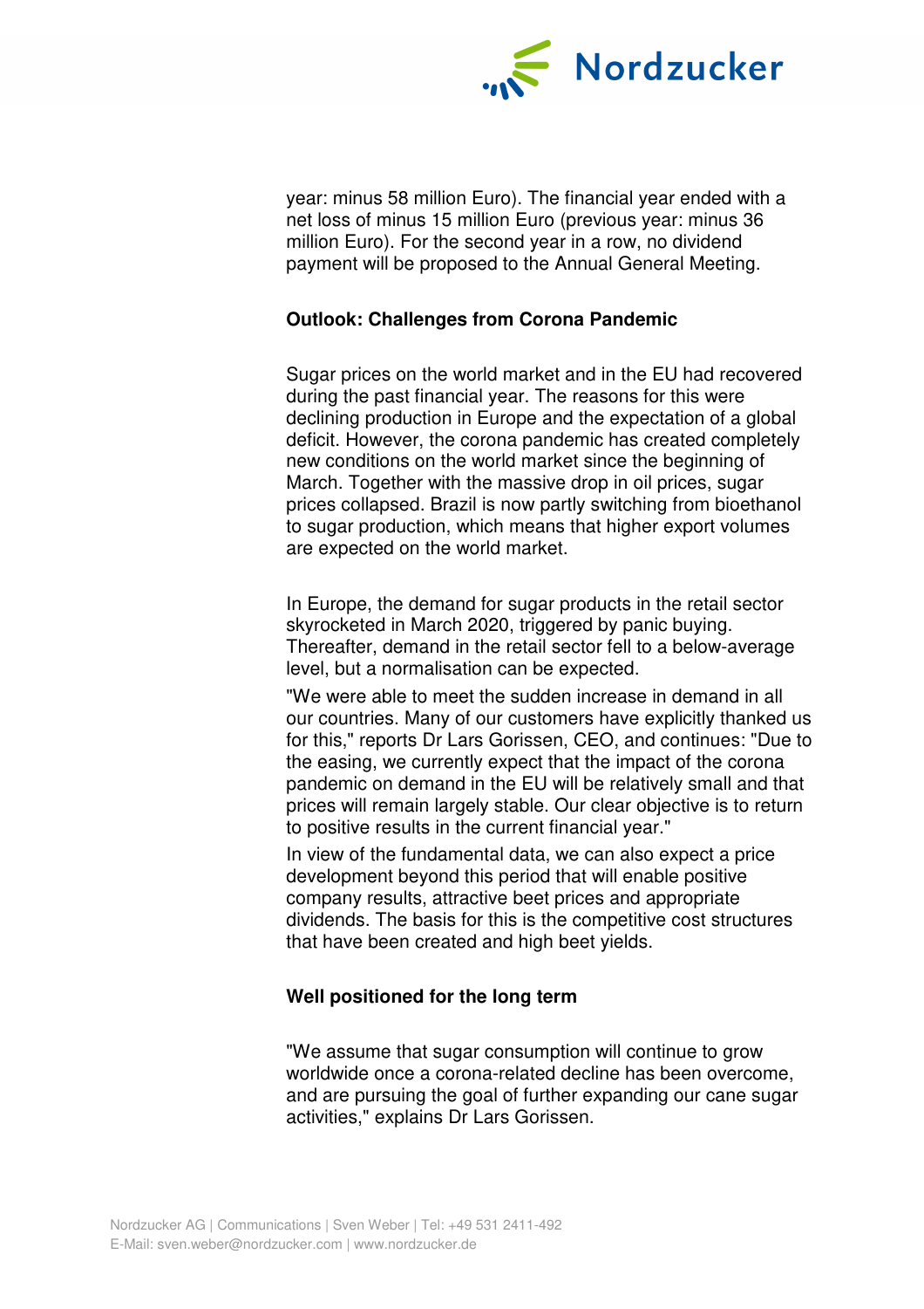year: minus 58 million Euro). The financial year ended with a net loss of minus 15 million Euro (previous year: minus 36 million Euro). For the second year in a row, no dividend payment will be proposed to the Annual General Meeting.

**Outlook: Challenges from Corona Pandemic**

Sugar prices on the world market and in the EU had recovered during the past financial year. The reasons for this were declining production in Europe and the expectation of a global deficit. However, the corona pandemic has created completely new conditions on the world market since the beginning of March. Together with the massive drop in oil prices, sugar prices collapsed. Brazil is now partly switching from bioethanol to sugar production, which means that higher export volumes are expected on the world market.

In Europe, the demand for sugar products in the retail sector skyrocketed in March 2020, triggered by panic buying. Thereafter, demand in the retail sector fell to a below-average level, but a normalisation can be expected.

"We were able to meet the sudden increase in demand in all our countries. Many of our customers have explicitly thanked us for this," reports Dr Lars Gorissen, CEO, and continues: "Due to the easing, we currently expect that the impact of the corona pandemic on demand in the EU will be relatively small and that prices will remain largely stable. Our clear objective is to return to positive results in the current financial year."

In view of the fundamental data, we can also expect a price development beyond this period that will enable positive company results, attractive beet prices and appropriate dividends. The basis for this is the competitive cost structures that have been created and high beet yields.

**Well positioned for the long term**

"We assume that sugar consumption will continue to grow worldwide once a corona-related decline has been overcome, and are pursuing the goal of further expanding our cane sugar activities," explains Dr Lars Gorissen.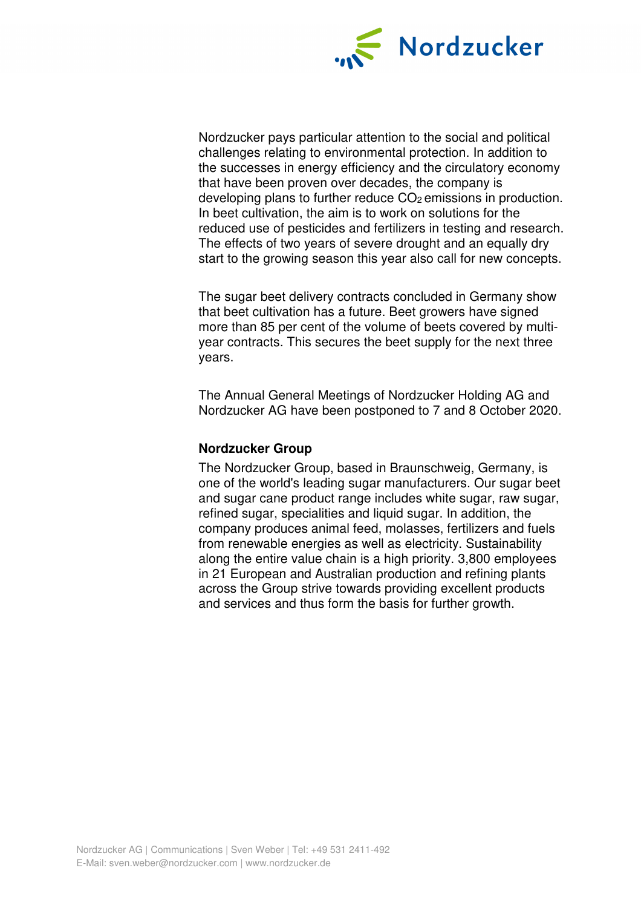Nordzucker pays particular attention to the social and political challenges relating to environmental protection. In addition to the successes in energy efficiency and the circulatory economy that have been proven over decades, the company is developing plans to further reduce $CO_2$ emissions in production. In beet cultivation, the aim is to work on solutions for the reduced use of pesticides and fertilizers in testing and research. The effects of two years of severe drought and an equally dry start to the growing season this year also call for new concepts.

The sugar beet delivery contracts concluded in Germany show that beet cultivation has a future. Beet growers have signed more than 85 per cent of the volume of beets covered by multi-year contracts. This secures the beet supply for the next three years.

The Annual General Meetings of Nordzucker Holding AG and Nordzucker AG have been postponed to 7 and 8 October 2020.

**Nordzucker Group**

The Nordzucker Group, based in Braunschweig, Germany, is one of the world's leading sugar manufacturers. Our sugar beet and sugar cane product range includes white sugar, raw sugar, refined sugar, specialities and liquid sugar. In addition, the company produces animal feed, molasses, fertilizers and fuels from renewable energies as well as electricity. Sustainability along the entire value chain is a high priority. 3,800 employees in 21 European and Australian production and refining plants across the Group strive towards providing excellent products and services and thus form the basis for further growth.

Nordzucker AG | Communications | Sven Weber | Tel: +49 531 2411-492
E-Mail: sven.weber@nordzucker.com | www.nordzucker.de